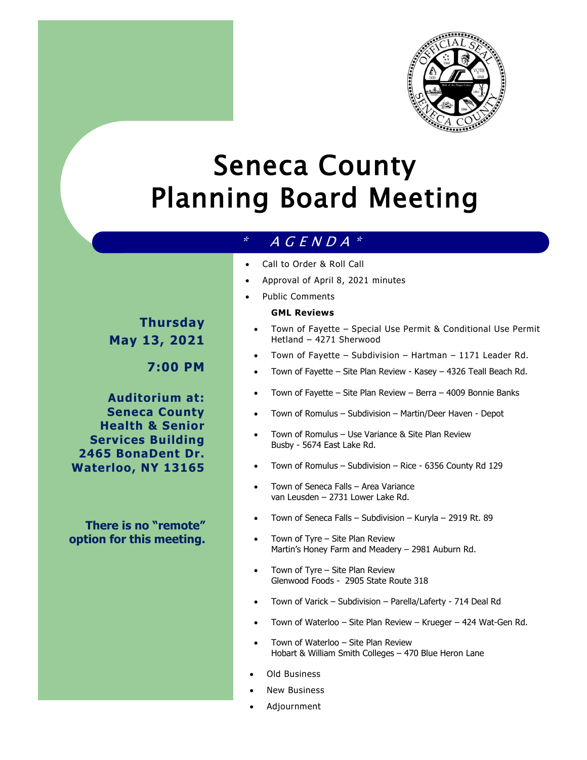# Seneca County Planning Board Meeting

**Thursday May 13, 2021**

**7:00 PM**

**Auditorium at: Seneca County Health & Senior Services Building 2465 BonaDent Dr. Waterloo, NY 13165**

**There is no "remote" option for this meeting.**

## * AGENDA *

- Call to Order & Roll Call
- Approval of April 8, 2021 minutes
- Public Comments

**GML Reviews**

- Town of Fayette – Special Use Permit & Conditional Use Permit Hetland – 4271 Sherwood
- Town of Fayette – Subdivision – Hartman – 1171 Leader Rd.
- Town of Fayette – Site Plan Review - Kasey – 4326 Teall Beach Rd.
- Town of Fayette – Site Plan Review – Berra – 4009 Bonnie Banks
- Town of Romulus – Subdivision – Martin/Deer Haven - Depot
- Town of Romulus – Use Variance & Site Plan Review Busby - 5674 East Lake Rd.
- Town of Romulus – Subdivision – Rice - 6356 County Rd 129
- Town of Seneca Falls – Area Variance van Leusden – 2731 Lower Lake Rd.
- Town of Seneca Falls – Subdivision – Kuryla – 2919 Rt. 89
- Town of Tyre – Site Plan Review Martin's Honey Farm and Meadery – 2981 Auburn Rd.
- Town of Tyre – Site Plan Review Glenwood Foods - 2905 State Route 318
- Town of Varick – Subdivision – Parella/Laferty - 714 Deal Rd
- Town of Waterloo – Site Plan Review – Krueger – 424 Wat-Gen Rd.
- Town of Waterloo – Site Plan Review Hobart & William Smith Colleges – 470 Blue Heron Lane

- Old Business
- New Business
- Adjournment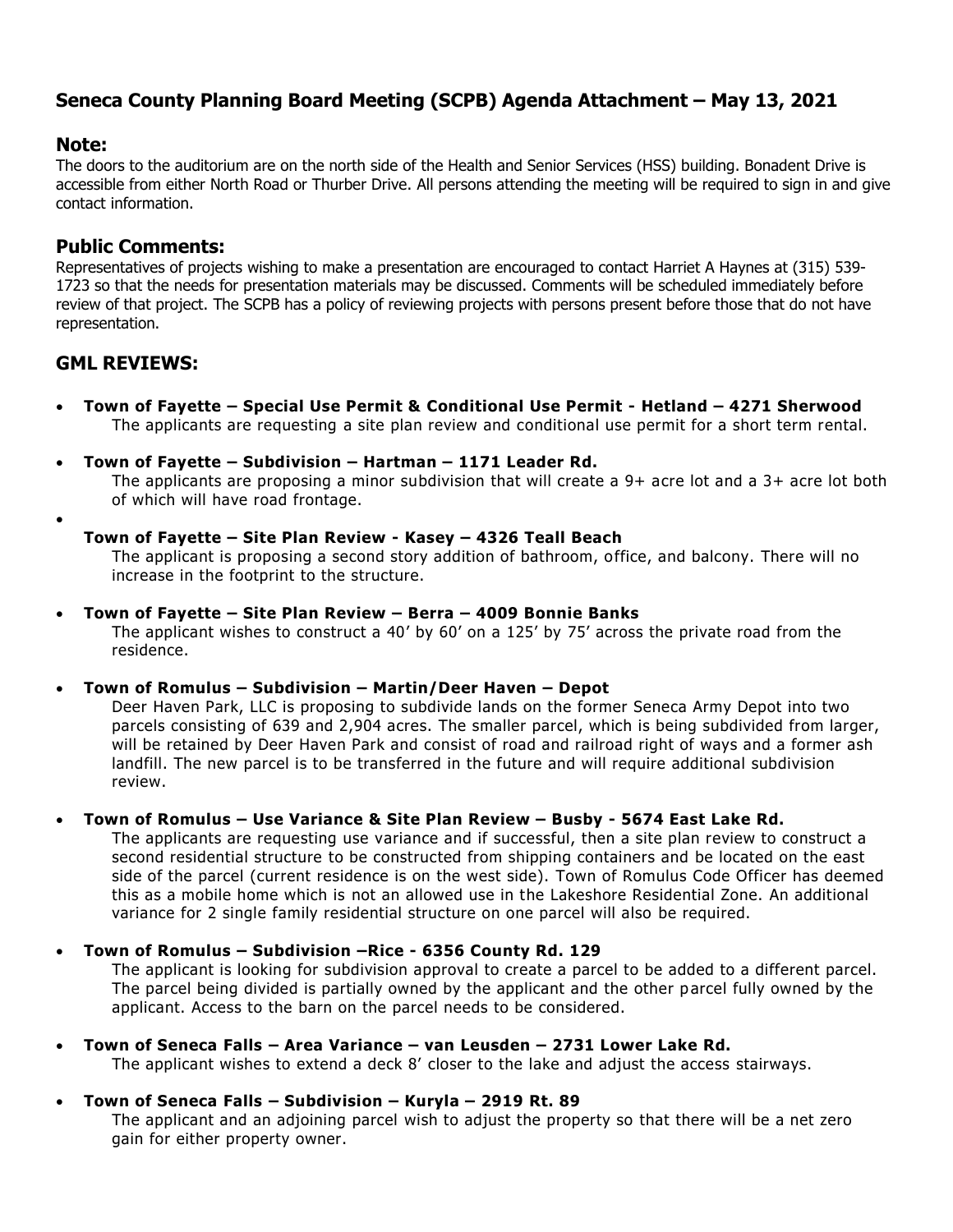## Seneca County Planning Board Meeting (SCPB) Agenda Attachment – May 13, 2021

### Note:

The doors to the auditorium are on the north side of the Health and Senior Services (HSS) building. Bonadent Drive is accessible from either North Road or Thurber Drive. All persons attending the meeting will be required to sign in and give contact information.

### Public Comments:

Representatives of projects wishing to make a presentation are encouraged to contact Harriet A Haynes at (315) 539-1723 so that the needs for presentation materials may be discussed. Comments will be scheduled immediately before review of that project. The SCPB has a policy of reviewing projects with persons present before those that do not have representation.

### GML REVIEWS:

- **Town of Fayette – Special Use Permit & Conditional Use Permit - Hetland – 4271 Sherwood**
  The applicants are requesting a site plan review and conditional use permit for a short term rental.
- **Town of Fayette – Subdivision – Hartman – 1171 Leader Rd.**
  The applicants are proposing a minor subdivision that will create a 9+ acre lot and a 3+ acre lot both of which will have road frontage.
- **Town of Fayette – Site Plan Review - Kasey – 4326 Teall Beach**
  The applicant is proposing a second story addition of bathroom, office, and balcony. There will no increase in the footprint to the structure.
- **Town of Fayette – Site Plan Review – Berra – 4009 Bonnie Banks**
  The applicant wishes to construct a 40' by 60' on a 125' by 75' across the private road from the residence.
- **Town of Romulus – Subdivision – Martin/Deer Haven – Depot**
  Deer Haven Park, LLC is proposing to subdivide lands on the former Seneca Army Depot into two parcels consisting of 639 and 2,904 acres. The smaller parcel, which is being subdivided from larger, will be retained by Deer Haven Park and consist of road and railroad right of ways and a former ash landfill. The new parcel is to be transferred in the future and will require additional subdivision review.
- **Town of Romulus – Use Variance & Site Plan Review – Busby - 5674 East Lake Rd.**
  The applicants are requesting use variance and if successful, then a site plan review to construct a second residential structure to be constructed from shipping containers and be located on the east side of the parcel (current residence is on the west side). Town of Romulus Code Officer has deemed this as a mobile home which is not an allowed use in the Lakeshore Residential Zone. An additional variance for 2 single family residential structure on one parcel will also be required.
- **Town of Romulus – Subdivision –Rice - 6356 County Rd. 129**
  The applicant is looking for subdivision approval to create a parcel to be added to a different parcel. The parcel being divided is partially owned by the applicant and the other parcel fully owned by the applicant. Access to the barn on the parcel needs to be considered.
- **Town of Seneca Falls – Area Variance – van Leusden – 2731 Lower Lake Rd.**
  The applicant wishes to extend a deck 8' closer to the lake and adjust the access stairways.
- **Town of Seneca Falls – Subdivision – Kuryla – 2919 Rt. 89**
  The applicant and an adjoining parcel wish to adjust the property so that there will be a net zero gain for either property owner.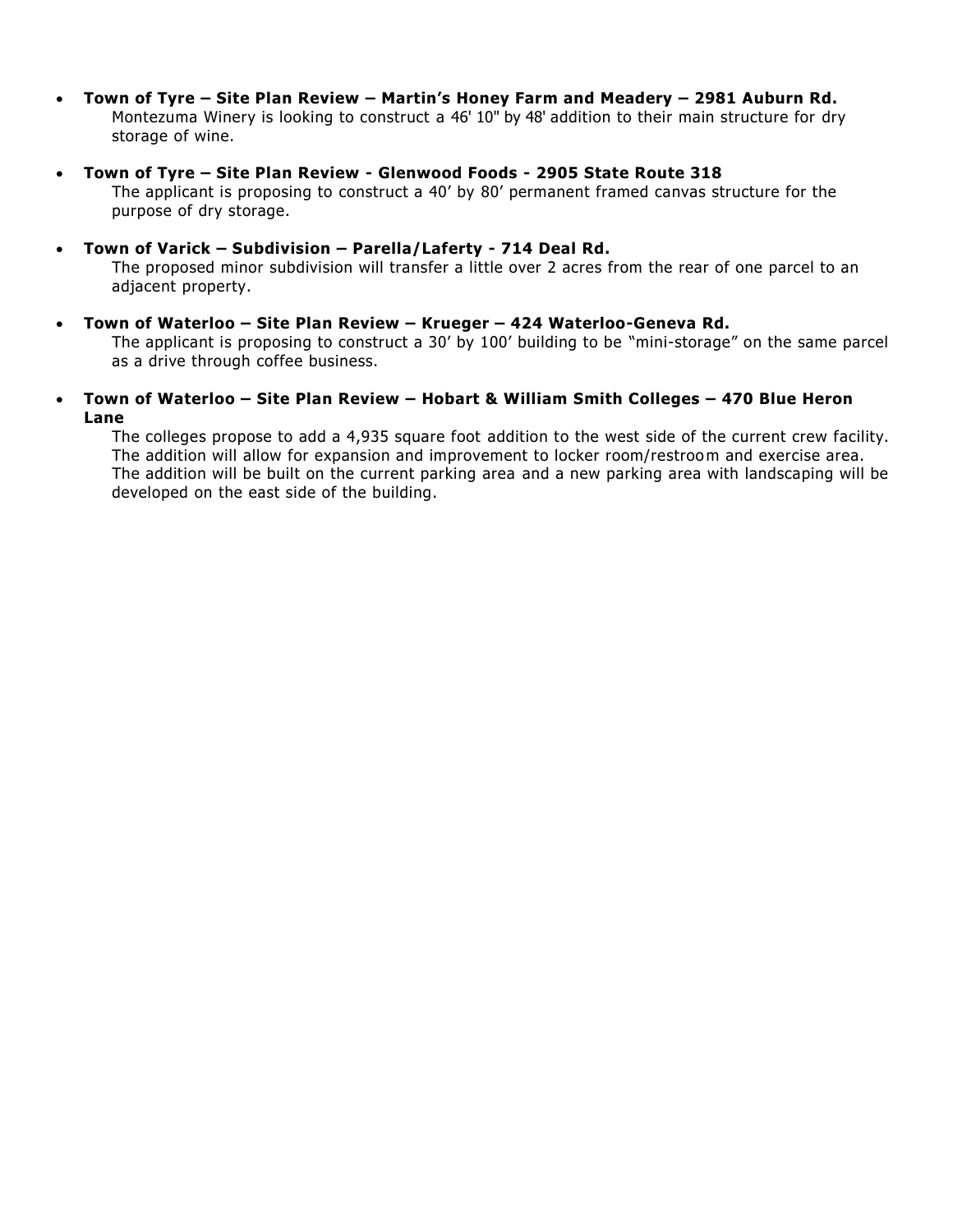- **Town of Tyre – Site Plan Review – Martin's Honey Farm and Meadery – 2981 Auburn Rd.**
  Montezuma Winery is looking to construct a 46' 10" by 48' addition to their main structure for dry storage of wine.

- **Town of Tyre – Site Plan Review - Glenwood Foods - 2905 State Route 318**
  The applicant is proposing to construct a 40' by 80' permanent framed canvas structure for the purpose of dry storage.

- **Town of Varick – Subdivision – Parella/Laferty - 714 Deal Rd.**
  The proposed minor subdivision will transfer a little over 2 acres from the rear of one parcel to an adjacent property.

- **Town of Waterloo – Site Plan Review – Krueger – 424 Waterloo-Geneva Rd.**
  The applicant is proposing to construct a 30' by 100' building to be "mini-storage" on the same parcel as a drive through coffee business.

- **Town of Waterloo – Site Plan Review – Hobart & William Smith Colleges – 470 Blue Heron Lane**
  The colleges propose to add a 4,935 square foot addition to the west side of the current crew facility. The addition will allow for expansion and improvement to locker room/restroom and exercise area. The addition will be built on the current parking area and a new parking area with landscaping will be developed on the east side of the building.